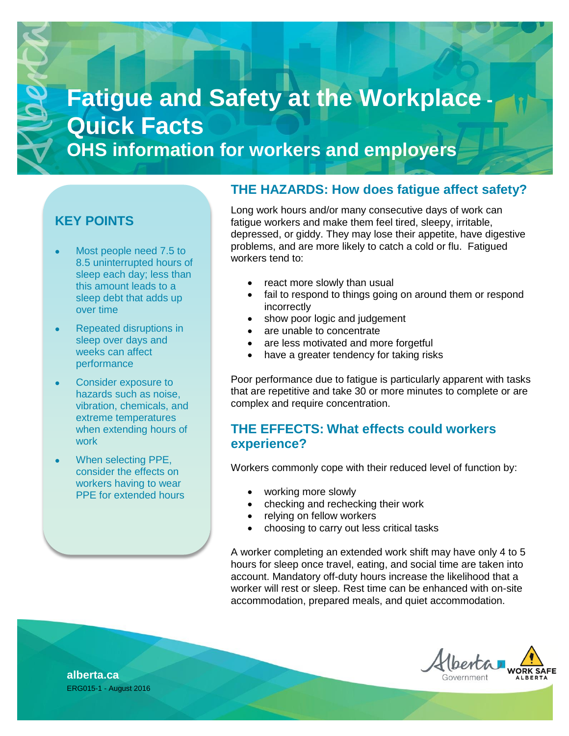# Fatigue and Safety at the Workplace - Quick Facts

## OHS information for workers and employers

### KEY POINTS

- Most people need 7.5 to 8.5 uninterrupted hours of sleep each day; less than this amount leads to a sleep debt that adds up over time
- Repeated disruptions in sleep over days and weeks can affect performance
- Consider exposure to hazards such as noise, vibration, chemicals, and extreme temperatures when extending hours of work
- When selecting PPE, consider the effects on workers having to wear PPE for extended hours

## THE HAZARDS: How does fatigue affect safety?

Long work hours and/or many consecutive days of work can fatigue workers and make them feel tired, sleepy, irritable, depressed, or giddy. They may lose their appetite, have digestive problems, and are more likely to catch a cold or flu. Fatigued workers tend to:

- react more slowly than usual
- fail to respond to things going on around them or respond incorrectly
- show poor logic and judgement
- are unable to concentrate
- are less motivated and more forgetful
- have a greater tendency for taking risks

Poor performance due to fatigue is particularly apparent with tasks that are repetitive and take 30 or more minutes to complete or are complex and require concentration.

## THE EFFECTS: What effects could workers experience?

Workers commonly cope with their reduced level of function by:

- working more slowly
- checking and rechecking their work
- relying on fellow workers
- choosing to carry out less critical tasks

A worker completing an extended work shift may have only 4 to 5 hours for sleep once travel, eating, and social time are taken into account. Mandatory off-duty hours increase the likelihood that a worker will rest or sleep. Rest time can be enhanced with on-site accommodation, prepared meals, and quiet accommodation.

**alberta.ca**

ERG015-1 - August 2016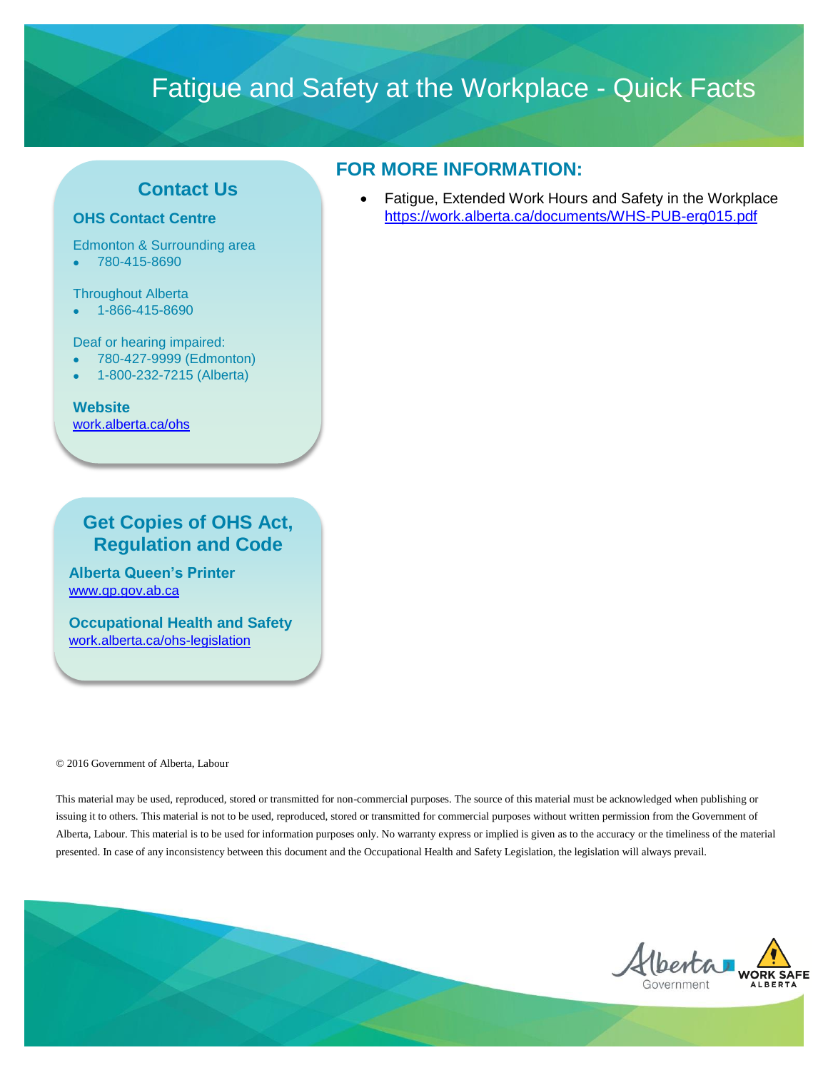# Fatigue and Safety at the Workplace - Quick Facts

## FOR MORE INFORMATION:

- Fatigue, Extended Work Hours and Safety in the Workplace
  https://work.alberta.ca/documents/WHS-PUB-erg015.pdf

## Contact Us

**OHS Contact Centre**

Edmonton & Surrounding area

- 780-415-8690

Throughout Alberta

- 1-866-415-8690

Deaf or hearing impaired:

- 780-427-9999 (Edmonton)
- 1-800-232-7215 (Alberta)

**Website**
work.alberta.ca/ohs

## Get Copies of OHS Act, Regulation and Code

**Alberta Queen's Printer**
www.qp.gov.ab.ca

**Occupational Health and Safety**
work.alberta.ca/ohs-legislation

© 2016 Government of Alberta, Labour

This material may be used, reproduced, stored or transmitted for non-commercial purposes. The source of this material must be acknowledged when publishing or issuing it to others. This material is not to be used, reproduced, stored or transmitted for commercial purposes without written permission from the Government of Alberta, Labour. This material is to be used for information purposes only. No warranty express or implied is given as to the accuracy or the timeliness of the material presented. In case of any inconsistency between this document and the Occupational Health and Safety Legislation, the legislation will always prevail.